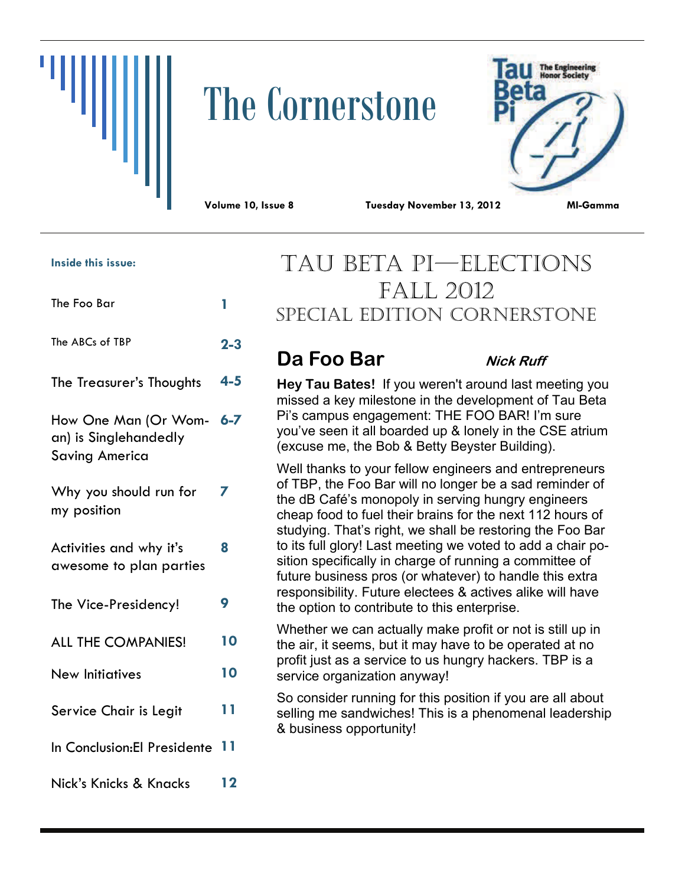# The Cornerstone

**Volume 10, Issue 8** **Tuesday November 13, 2012** **MI-Gamma**

**Inside this issue:**

| | |
|---|---|
| The Foo Bar | 1 |
| The ABCs of TBP | 2-3 |
| The Treasurer's Thoughts | 4-5 |
| How One Man (Or Woman) is Singlehandedly Saving America | 6-7 |
| Why you should run for my position | 7 |
| Activities and why it's awesome to plan parties | 8 |
| The Vice-Presidency! | 9 |
| ALL THE COMPANIES! | 10 |
| New Initiatives | 10 |
| Service Chair is Legit | 11 |
| In Conclusion:El Presidente | 11 |
| Nick's Knicks & Knacks | 12 |

## Tau Beta Pi—Elections Fall 2012

### Special Edition Cornerstone

## Da Foo Bar

***Nick Ruff***

**Hey Tau Bates!** If you weren't around last meeting you missed a key milestone in the development of Tau Beta Pi's campus engagement: THE FOO BAR! I'm sure you've seen it all boarded up & lonely in the CSE atrium (excuse me, the Bob & Betty Beyster Building).

Well thanks to your fellow engineers and entrepreneurs of TBP, the Foo Bar will no longer be a sad reminder of the dB Café's monopoly in serving hungry engineers cheap food to fuel their brains for the next 112 hours of studying. That's right, we shall be restoring the Foo Bar to its full glory! Last meeting we voted to add a chair position specifically in charge of running a committee of future business pros (or whatever) to handle this extra responsibility. Future electees & actives alike will have the option to contribute to this enterprise.

Whether we can actually make profit or not is still up in the air, it seems, but it may have to be operated at no profit just as a service to us hungry hackers. TBP is a service organization anyway!

So consider running for this position if you are all about selling me sandwiches! This is a phenomenal leadership & business opportunity!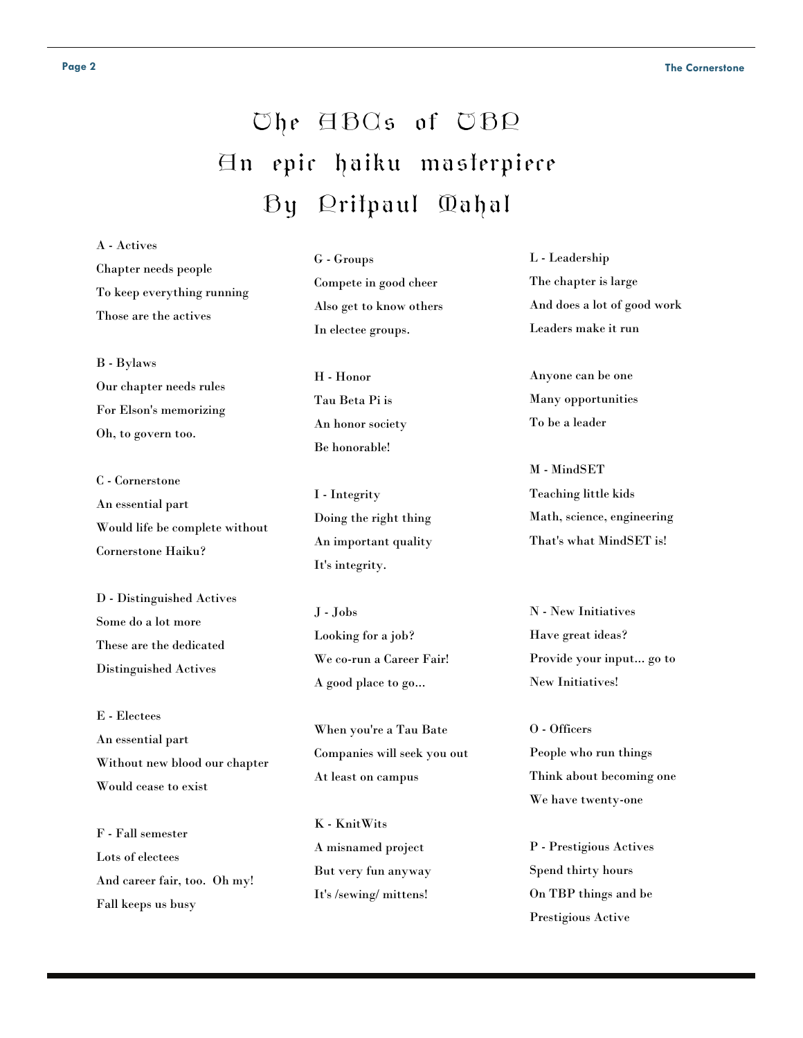# The ABCs of TBP
## An epic haiku masterpiece
## By Pritpaul Mahal

A - Actives
Chapter needs people
To keep everything running
Those are the actives

B - Bylaws
Our chapter needs rules
For Elson's memorizing
Oh, to govern too.

C - Cornerstone
An essential part
Would life be complete without
Cornerstone Haiku?

D - Distinguished Actives
Some do a lot more
These are the dedicated
Distinguished Actives

E - Electees
An essential part
Without new blood our chapter
Would cease to exist

F - Fall semester
Lots of electees
And career fair, too. Oh my!
Fall keeps us busy

G - Groups
Compete in good cheer
Also get to know others
In electee groups.

H - Honor
Tau Beta Pi is
An honor society
Be honorable!

I - Integrity
Doing the right thing
An important quality
It's integrity.

J - Jobs
Looking for a job?
We co-run a Career Fair!
A good place to go...

When you're a Tau Bate
Companies will seek you out
At least on campus

K - KnitWits
A misnamed project
But very fun anyway
It's /sewing/ mittens!

L - Leadership
The chapter is large
And does a lot of good work
Leaders make it run

Anyone can be one
Many opportunities
To be a leader

M - MindSET
Teaching little kids
Math, science, engineering
That's what MindSET is!

N - New Initiatives
Have great ideas?
Provide your input... go to
New Initiatives!

O - Officers
People who run things
Think about becoming one
We have twenty-one

P - Prestigious Actives
Spend thirty hours
On TBP things and be
Prestigious Active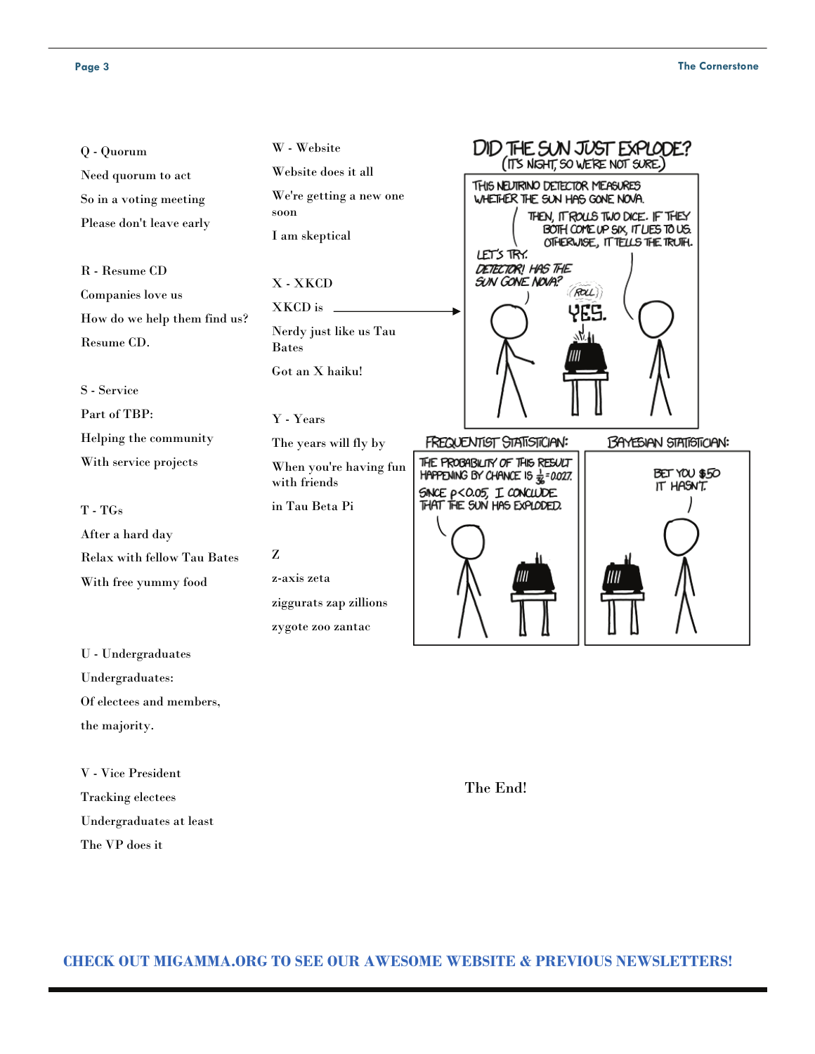Q - Quorum

Need quorum to act

So in a voting meeting

Please don't leave early

R - Resume CD

Companies love us

How do we help them find us?

Resume CD.

S - Service

Part of TBP:

Helping the community

With service projects

T - TGs

After a hard day

Relax with fellow Tau Bates

With free yummy food

U - Undergraduates

Undergraduates:

Of electees and members,

the majority.

V - Vice President

Tracking electees

Undergraduates at least

The VP does it

W - Website

Website does it all

We're getting a new one soon

I am skeptical

X - XKCD

XKCD is ⟶

Nerdy just like us Tau Bates

Got an X haiku!

Y - Years

The years will fly by

When you're having fun with friends

in Tau Beta Pi

Z

z-axis zeta

ziggurats zap zillions

zygote zoo zantac

DID THE SUN JUST EXPLODE?
(IT'S NIGHT, SO WE'RE NOT SURE.)

THIS NEUTRINO DETECTOR MEASURES WHETHER THE SUN HAS GONE NOVA.

THEN, IT ROLLS TWO DICE. IF THEY BOTH COME UP SIX, IT LIES TO US. OTHERWISE, IT TELLS THE TRUTH.

LET'S TRY. DETECTOR! HAS THE SUN GONE NOVA?

(ROLL) YES.

FREQUENTIST STATISTICIAN:

THE PROBABILITY OF THIS RESULT HAPPENING BY CHANCE IS $\frac{1}{36} = 0.027$. SINCE $p < 0.05$, I CONCLUDE THAT THE SUN HAS EXPLODED.

BAYESIAN STATISTICIAN:

BET YOU \$50 IT HASN'T.

The End!

**CHECK OUT MIGAMMA.ORG TO SEE OUR AWESOME WEBSITE & PREVIOUS NEWSLETTERS!**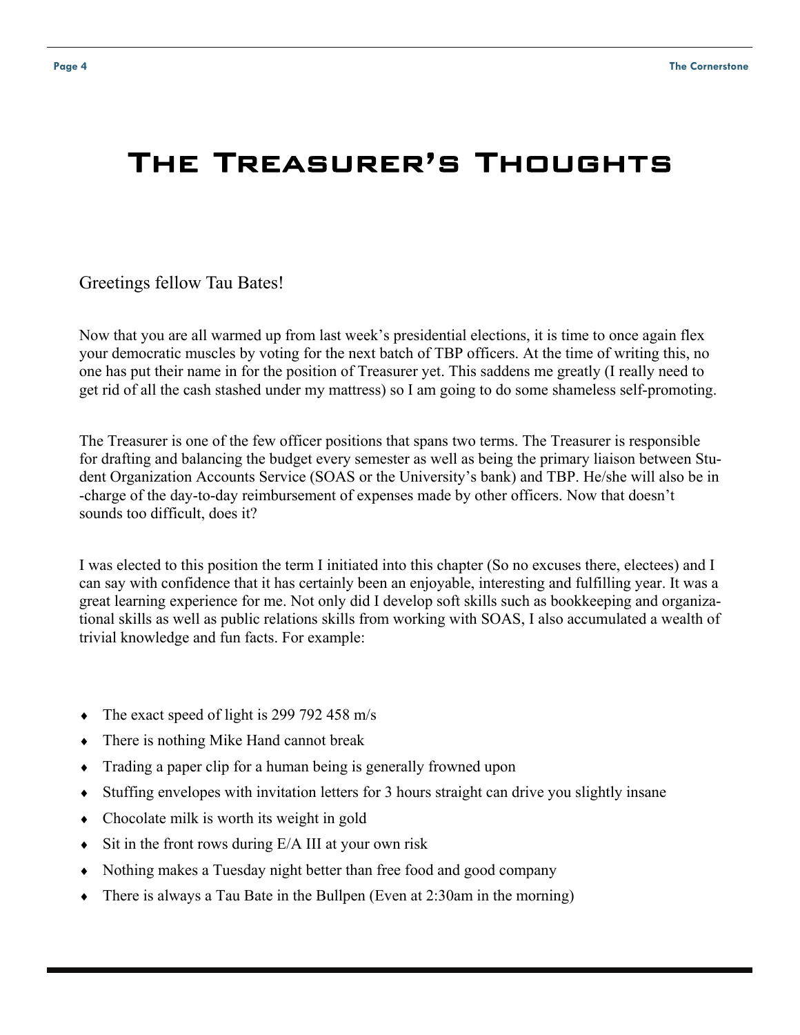# The Treasurer's Thoughts

Greetings fellow Tau Bates!

Now that you are all warmed up from last week's presidential elections, it is time to once again flex your democratic muscles by voting for the next batch of TBP officers. At the time of writing this, no one has put their name in for the position of Treasurer yet. This saddens me greatly (I really need to get rid of all the cash stashed under my mattress) so I am going to do some shameless self-promoting.

The Treasurer is one of the few officer positions that spans two terms. The Treasurer is responsible for drafting and balancing the budget every semester as well as being the primary liaison between Student Organization Accounts Service (SOAS or the University's bank) and TBP. He/she will also be in -charge of the day-to-day reimbursement of expenses made by other officers. Now that doesn't sounds too difficult, does it?

I was elected to this position the term I initiated into this chapter (So no excuses there, electees) and I can say with confidence that it has certainly been an enjoyable, interesting and fulfilling year. It was a great learning experience for me. Not only did I develop soft skills such as bookkeeping and organizational skills as well as public relations skills from working with SOAS, I also accumulated a wealth of trivial knowledge and fun facts. For example:

- The exact speed of light is 299 792 458 m/s
- There is nothing Mike Hand cannot break
- Trading a paper clip for a human being is generally frowned upon
- Stuffing envelopes with invitation letters for 3 hours straight can drive you slightly insane
- Chocolate milk is worth its weight in gold
- Sit in the front rows during E/A III at your own risk
- Nothing makes a Tuesday night better than free food and good company
- There is always a Tau Bate in the Bullpen (Even at 2:30am in the morning)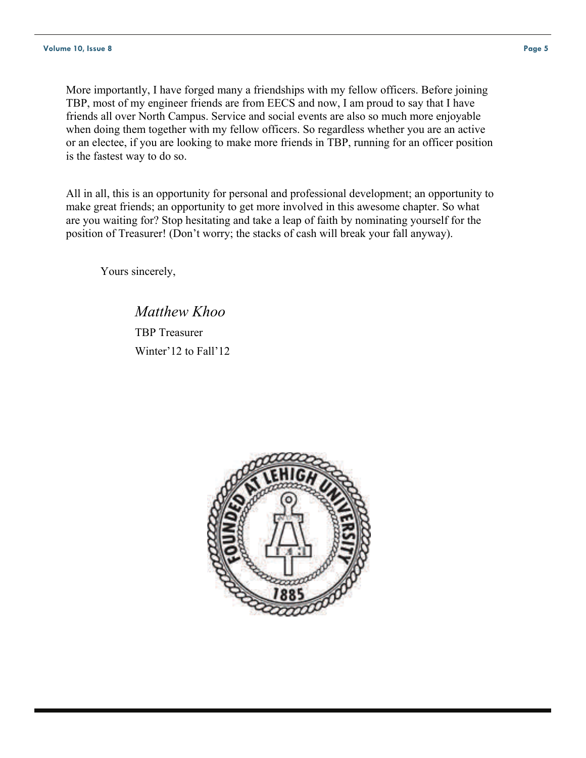More importantly, I have forged many a friendships with my fellow officers. Before joining TBP, most of my engineer friends are from EECS and now, I am proud to say that I have friends all over North Campus. Service and social events are also so much more enjoyable when doing them together with my fellow officers. So regardless whether you are an active or an electee, if you are looking to make more friends in TBP, running for an officer position is the fastest way to do so.

All in all, this is an opportunity for personal and professional development; an opportunity to make great friends; an opportunity to get more involved in this awesome chapter. So what are you waiting for? Stop hesitating and take a leap of faith by nominating yourself for the position of Treasurer! (Don't worry; the stacks of cash will break your fall anyway).

Yours sincerely,

*Matthew Khoo*

TBP Treasurer

Winter'12 to Fall'12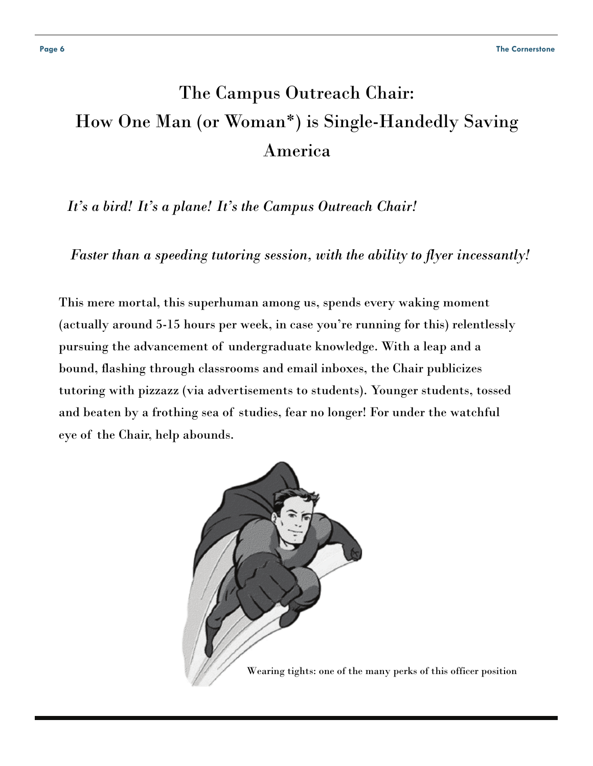# The Campus Outreach Chair: How One Man (or Woman*) is Single-Handedly Saving America

*It's a bird! It's a plane! It's the Campus Outreach Chair!*

*Faster than a speeding tutoring session, with the ability to flyer incessantly!*

This mere mortal, this superhuman among us, spends every waking moment (actually around 5-15 hours per week, in case you're running for this) relentlessly pursuing the advancement of undergraduate knowledge. With a leap and a bound, flashing through classrooms and email inboxes, the Chair publicizes tutoring with pizzazz (via advertisements to students). Younger students, tossed and beaten by a frothing sea of studies, fear no longer! For under the watchful eye of the Chair, help abounds.

Wearing tights: one of the many perks of this officer position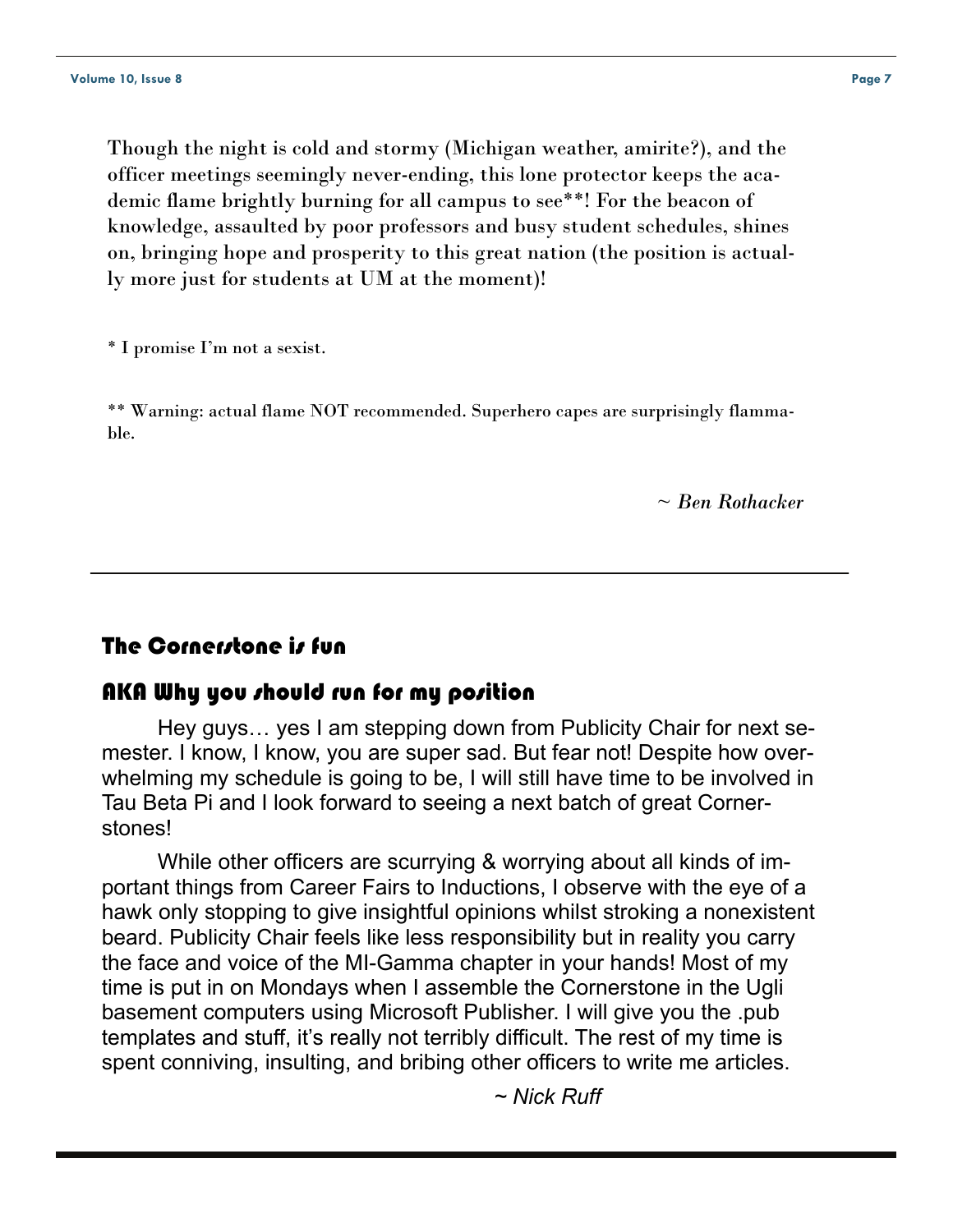Though the night is cold and stormy (Michigan weather, amirite?), and the officer meetings seemingly never-ending, this lone protector keeps the academic flame brightly burning for all campus to see**! For the beacon of knowledge, assaulted by poor professors and busy student schedules, shines on, bringing hope and prosperity to this great nation (the position is actually more just for students at UM at the moment)!

* I promise I'm not a sexist.

** Warning: actual flame NOT recommended. Superhero capes are surprisingly flammable.

*~ Ben Rothacker*

---

## The Cornerstone is fun

## AKA Why you should run for my position

Hey guys… yes I am stepping down from Publicity Chair for next semester. I know, I know, you are super sad. But fear not! Despite how overwhelming my schedule is going to be, I will still have time to be involved in Tau Beta Pi and I look forward to seeing a next batch of great Cornerstones!

While other officers are scurrying & worrying about all kinds of important things from Career Fairs to Inductions, I observe with the eye of a hawk only stopping to give insightful opinions whilst stroking a nonexistent beard. Publicity Chair feels like less responsibility but in reality you carry the face and voice of the MI-Gamma chapter in your hands! Most of my time is put in on Mondays when I assemble the Cornerstone in the Ugli basement computers using Microsoft Publisher. I will give you the .pub templates and stuff, it's really not terribly difficult. The rest of my time is spent conniving, insulting, and bribing other officers to write me articles.

*~ Nick Ruff*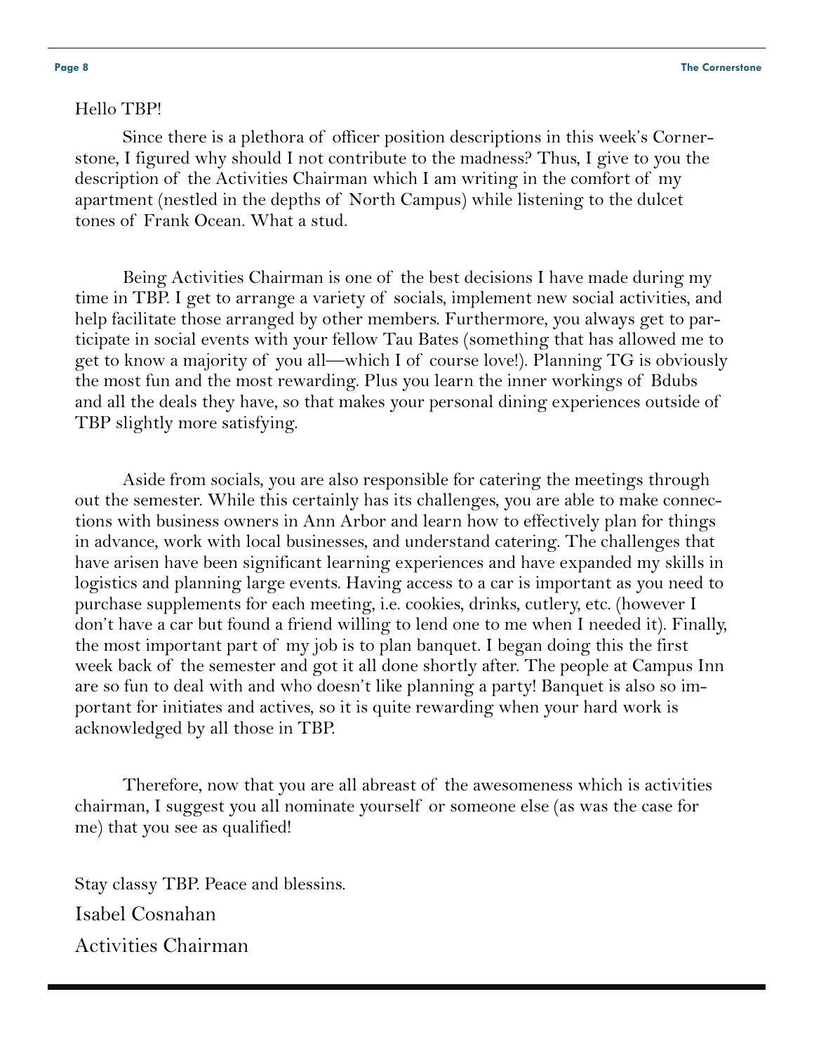Hello TBP!

Since there is a plethora of officer position descriptions in this week's Cornerstone, I figured why should I not contribute to the madness? Thus, I give to you the description of the Activities Chairman which I am writing in the comfort of my apartment (nestled in the depths of North Campus) while listening to the dulcet tones of Frank Ocean. What a stud.

Being Activities Chairman is one of the best decisions I have made during my time in TBP. I get to arrange a variety of socials, implement new social activities, and help facilitate those arranged by other members. Furthermore, you always get to participate in social events with your fellow Tau Bates (something that has allowed me to get to know a majority of you all—which I of course love!). Planning TG is obviously the most fun and the most rewarding. Plus you learn the inner workings of Bdubs and all the deals they have, so that makes your personal dining experiences outside of TBP slightly more satisfying.

Aside from socials, you are also responsible for catering the meetings through out the semester. While this certainly has its challenges, you are able to make connections with business owners in Ann Arbor and learn how to effectively plan for things in advance, work with local businesses, and understand catering. The challenges that have arisen have been significant learning experiences and have expanded my skills in logistics and planning large events. Having access to a car is important as you need to purchase supplements for each meeting, i.e. cookies, drinks, cutlery, etc. (however I don't have a car but found a friend willing to lend one to me when I needed it). Finally, the most important part of my job is to plan banquet. I began doing this the first week back of the semester and got it all done shortly after. The people at Campus Inn are so fun to deal with and who doesn't like planning a party! Banquet is also so important for initiates and actives, so it is quite rewarding when your hard work is acknowledged by all those in TBP.

Therefore, now that you are all abreast of the awesomeness which is activities chairman, I suggest you all nominate yourself or someone else (as was the case for me) that you see as qualified!

Stay classy TBP. Peace and blessins.

Isabel Cosnahan

Activities Chairman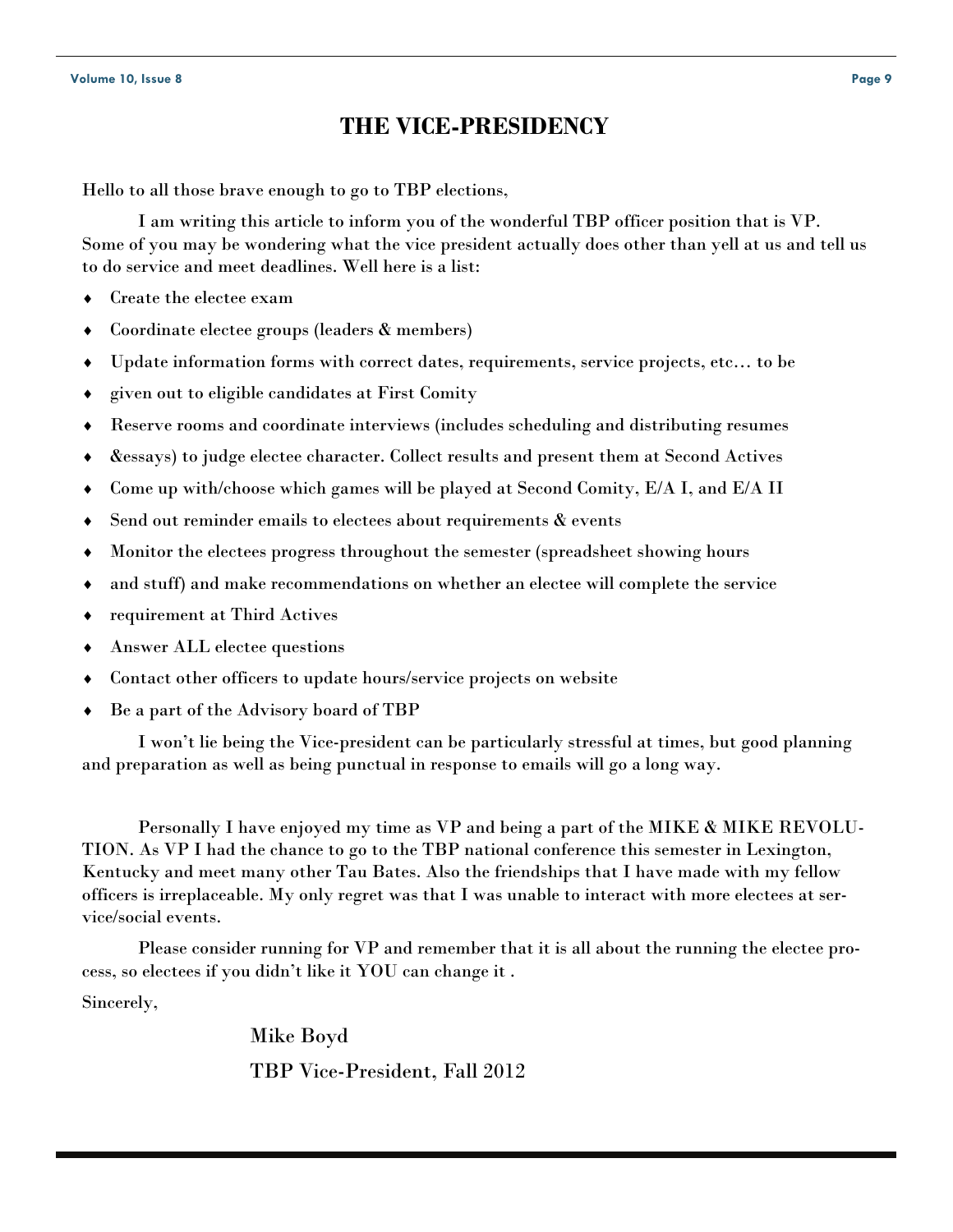# THE VICE-PRESIDENCY

Hello to all those brave enough to go to TBP elections,

I am writing this article to inform you of the wonderful TBP officer position that is VP. Some of you may be wondering what the vice president actually does other than yell at us and tell us to do service and meet deadlines. Well here is a list:

- Create the electee exam
- Coordinate electee groups (leaders & members)
- Update information forms with correct dates, requirements, service projects, etc… to be
- given out to eligible candidates at First Comity
- Reserve rooms and coordinate interviews (includes scheduling and distributing resumes
- &essays) to judge electee character. Collect results and present them at Second Actives
- Come up with/choose which games will be played at Second Comity, E/A I, and E/A II
- Send out reminder emails to electees about requirements & events
- Monitor the electees progress throughout the semester (spreadsheet showing hours
- and stuff) and make recommendations on whether an electee will complete the service
- requirement at Third Actives
- Answer ALL electee questions
- Contact other officers to update hours/service projects on website
- Be a part of the Advisory board of TBP

I won't lie being the Vice-president can be particularly stressful at times, but good planning and preparation as well as being punctual in response to emails will go a long way.

Personally I have enjoyed my time as VP and being a part of the MIKE & MIKE REVOLUTION. As VP I had the chance to go to the TBP national conference this semester in Lexington, Kentucky and meet many other Tau Bates. Also the friendships that I have made with my fellow officers is irreplaceable. My only regret was that I was unable to interact with more electees at service/social events.

Please consider running for VP and remember that it is all about the running the electee process, so electees if you didn't like it YOU can change it .

Sincerely,

Mike Boyd

TBP Vice-President, Fall 2012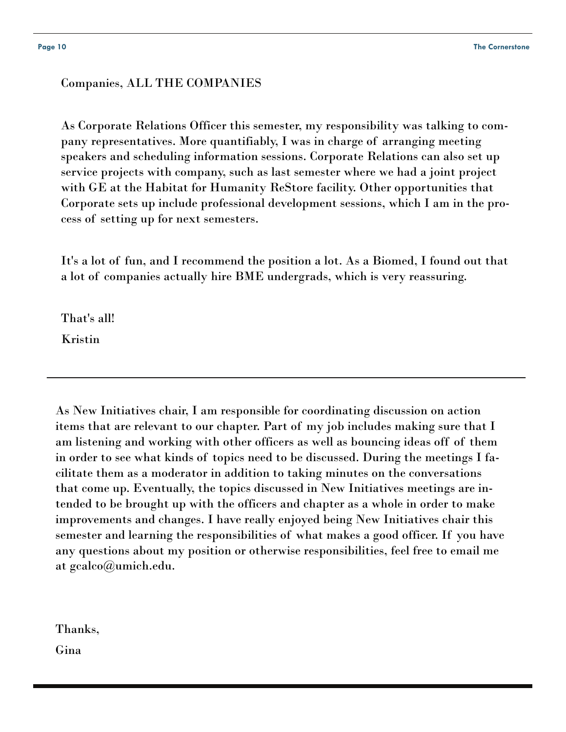Companies, ALL THE COMPANIES

As Corporate Relations Officer this semester, my responsibility was talking to company representatives. More quantifiably, I was in charge of arranging meeting speakers and scheduling information sessions. Corporate Relations can also set up service projects with company, such as last semester where we had a joint project with GE at the Habitat for Humanity ReStore facility. Other opportunities that Corporate sets up include professional development sessions, which I am in the process of setting up for next semesters.

It's a lot of fun, and I recommend the position a lot. As a Biomed, I found out that a lot of companies actually hire BME undergrads, which is very reassuring.

That's all!

Kristin

---

As New Initiatives chair, I am responsible for coordinating discussion on action items that are relevant to our chapter. Part of my job includes making sure that I am listening and working with other officers as well as bouncing ideas off of them in order to see what kinds of topics need to be discussed. During the meetings I facilitate them as a moderator in addition to taking minutes on the conversations that come up. Eventually, the topics discussed in New Initiatives meetings are intended to be brought up with the officers and chapter as a whole in order to make improvements and changes. I have really enjoyed being New Initiatives chair this semester and learning the responsibilities of what makes a good officer. If you have any questions about my position or otherwise responsibilities, feel free to email me at gcalco@umich.edu.

Thanks,

Gina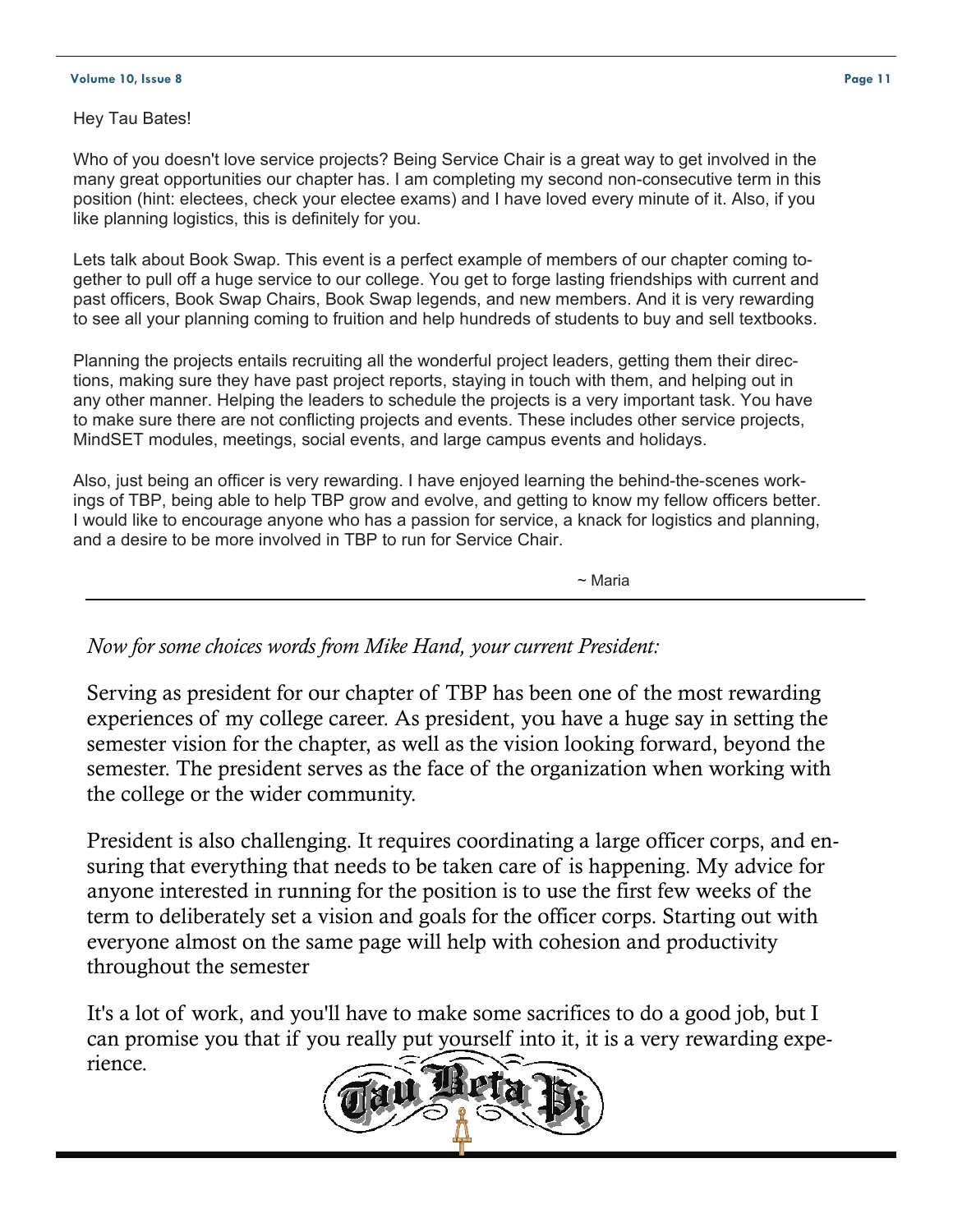Hey Tau Bates!

Who of you doesn't love service projects? Being Service Chair is a great way to get involved in the many great opportunities our chapter has. I am completing my second non-consecutive term in this position (hint: electees, check your electee exams) and I have loved every minute of it. Also, if you like planning logistics, this is definitely for you.

Lets talk about Book Swap. This event is a perfect example of members of our chapter coming together to pull off a huge service to our college. You get to forge lasting friendships with current and past officers, Book Swap Chairs, Book Swap legends, and new members. And it is very rewarding to see all your planning coming to fruition and help hundreds of students to buy and sell textbooks.

Planning the projects entails recruiting all the wonderful project leaders, getting them their directions, making sure they have past project reports, staying in touch with them, and helping out in any other manner. Helping the leaders to schedule the projects is a very important task. You have to make sure there are not conflicting projects and events. These includes other service projects, MindSET modules, meetings, social events, and large campus events and holidays.

Also, just being an officer is very rewarding. I have enjoyed learning the behind-the-scenes workings of TBP, being able to help TBP grow and evolve, and getting to know my fellow officers better. I would like to encourage anyone who has a passion for service, a knack for logistics and planning, and a desire to be more involved in TBP to run for Service Chair.

~ Maria

---

*Now for some choices words from Mike Hand, your current President:*

Serving as president for our chapter of TBP has been one of the most rewarding experiences of my college career. As president, you have a huge say in setting the semester vision for the chapter, as well as the vision looking forward, beyond the semester. The president serves as the face of the organization when working with the college or the wider community.

President is also challenging. It requires coordinating a large officer corps, and ensuring that everything that needs to be taken care of is happening. My advice for anyone interested in running for the position is to use the first few weeks of the term to deliberately set a vision and goals for the officer corps. Starting out with everyone almost on the same page will help with cohesion and productivity throughout the semester

It's a lot of work, and you'll have to make some sacrifices to do a good job, but I can promise you that if you really put yourself into it, it is a very rewarding experience.

Tau Beta Pi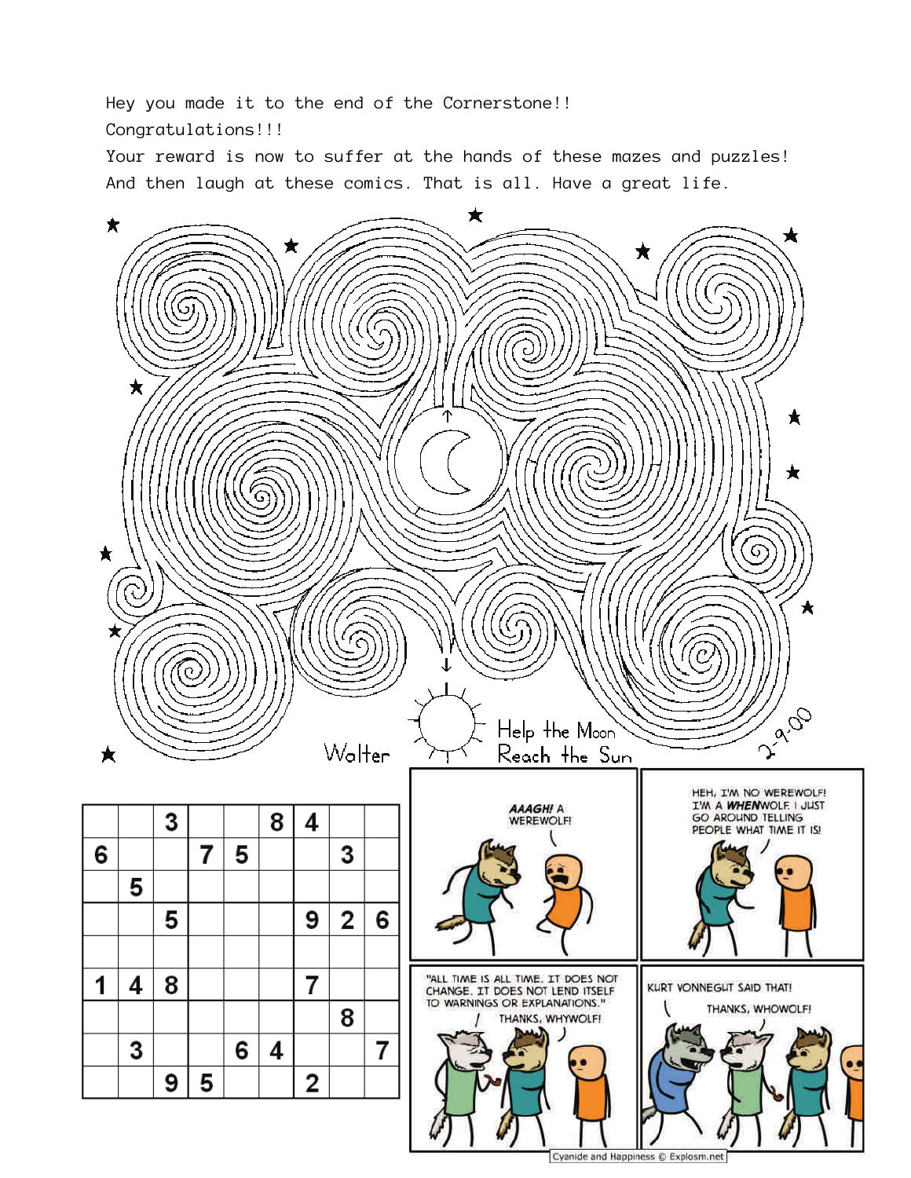Hey you made it to the end of the Cornerstone!!

Congratulations!!!

Your reward is now to suffer at the hands of these mazes and puzzles!

And then laugh at these comics. That is all. Have a great life.

Help the Moon Reach the Sun

Walter

2-9-00

| | | | | | | | | |
|---|---|---|---|---|---|---|---|---|
| | | 3 | | | 8 | 4 | | |
| 6 | | | 7 | 5 | | | 3 | |
| | 5 | | | | | | | |
| | | 5 | | | | 9 | 2 | 6 |
| | | | | | | | | |
| 1 | 4 | 8 | | | | 7 | | |
| | | | | | | | 8 | |
| | 3 | | | 6 | 4 | | | 7 |
| | | 9 | 5 | | | 2 | | |

AAAGH! A WEREWOLF!

HEH, I'M NO WEREWOLF! I'M A WHENWOLF. I JUST GO AROUND TELLING PEOPLE WHAT TIME IT IS!

"ALL TIME IS ALL TIME. IT DOES NOT CHANGE. IT DOES NOT LEND ITSELF TO WARNINGS OR EXPLANATIONS."

THANKS, WHYWOLF!

KURT VONNEGUT SAID THAT!

THANKS, WHOWOLF!

Cyanide and Happiness © Explosm.net